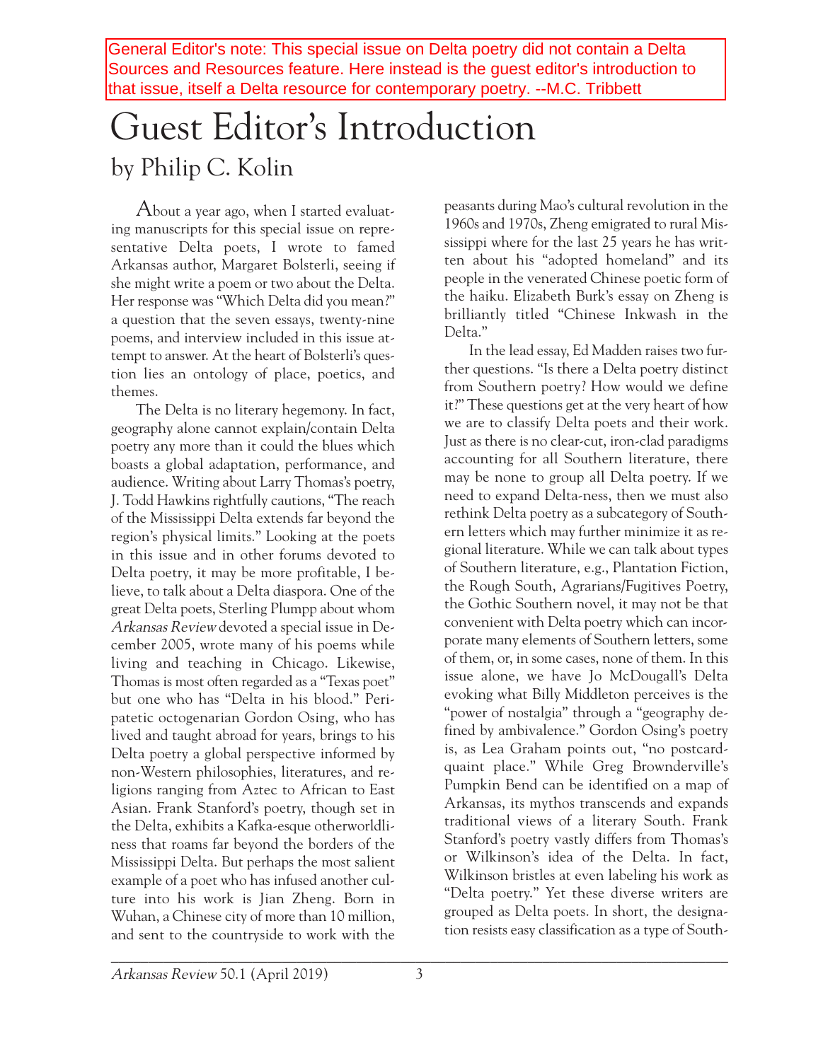General Editor's note: This special issue on Delta poetry did not contain a Delta Sources and Resources feature. Here instead is the guest editor's introduction to that issue, itself a Delta resource for contemporary poetry. --M.C. Tribbett

# Guest Editor's Introduction

## by Philip C. Kolin

About a year ago, when I started evaluating manuscripts for this special issue on representative Delta poets, I wrote to famed Arkansas author, Margaret Bolsterli, seeing if she might write a poem or two about the Delta. Her response was "Which Delta did you mean?" a question that the seven essays, twenty-nine poems, and interview included in this issue attempt to answer. At the heart of Bolsterli's question lies an ontology of place, poetics, and themes.

The Delta is no literary hegemony. In fact, geography alone cannot explain/contain Delta poetry any more than it could the blues which boasts a global adaptation, performance, and audience. Writing about Larry Thomas's poetry, J. Todd Hawkins rightfully cautions, "The reach of the Mississippi Delta extends far beyond the region's physical limits." Looking at the poets in this issue and in other forums devoted to Delta poetry, it may be more profitable, I believe, to talk about a Delta diaspora. One of the great Delta poets, Sterling Plumpp about whom *Arkansas Review* devoted a special issue in December 2005, wrote many of his poems while living and teaching in Chicago. Likewise, Thomas is most often regarded as a "Texas poet" but one who has "Delta in his blood." Peripatetic octogenarian Gordon Osing, who has lived and taught abroad for years, brings to his Delta poetry a global perspective informed by non-Western philosophies, literatures, and religions ranging from Aztec to African to East Asian. Frank Stanford's poetry, though set in the Delta, exhibits a Kafka-esque otherworldliness that roams far beyond the borders of the Mississippi Delta. But perhaps the most salient example of a poet who has infused another culture into his work is Jian Zheng. Born in Wuhan, a Chinese city of more than 10 million, and sent to the countryside to work with the peasants during Mao's cultural revolution in the 1960s and 1970s, Zheng emigrated to rural Mississippi where for the last 25 years he has written about his "adopted homeland" and its people in the venerated Chinese poetic form of the haiku. Elizabeth Burk's essay on Zheng is brilliantly titled "Chinese Inkwash in the Delta."

In the lead essay, Ed Madden raises two further questions. "Is there a Delta poetry distinct from Southern poetry? How would we define it?" These questions get at the very heart of how we are to classify Delta poets and their work. Just as there is no clear-cut, iron-clad paradigms accounting for all Southern literature, there may be none to group all Delta poetry. If we need to expand Delta-ness, then we must also rethink Delta poetry as a subcategory of Southern letters which may further minimize it as regional literature. While we can talk about types of Southern literature, e.g., Plantation Fiction, the Rough South, Agrarians/Fugitives Poetry, the Gothic Southern novel, it may not be that convenient with Delta poetry which can incorporate many elements of Southern letters, some of them, or, in some cases, none of them. In this issue alone, we have Jo McDougall's Delta evoking what Billy Middleton perceives is the "power of nostalgia" through a "geography defined by ambivalence." Gordon Osing's poetry is, as Lea Graham points out, "no postcard-quaint place." While Greg Brownderville's Pumpkin Bend can be identified on a map of Arkansas, its mythos transcends and expands traditional views of a literary South. Frank Stanford's poetry vastly differs from Thomas's or Wilkinson's idea of the Delta. In fact, Wilkinson bristles at even labeling his work as "Delta poetry." Yet these diverse writers are grouped as Delta poets. In short, the designation resists easy classification as a type of South-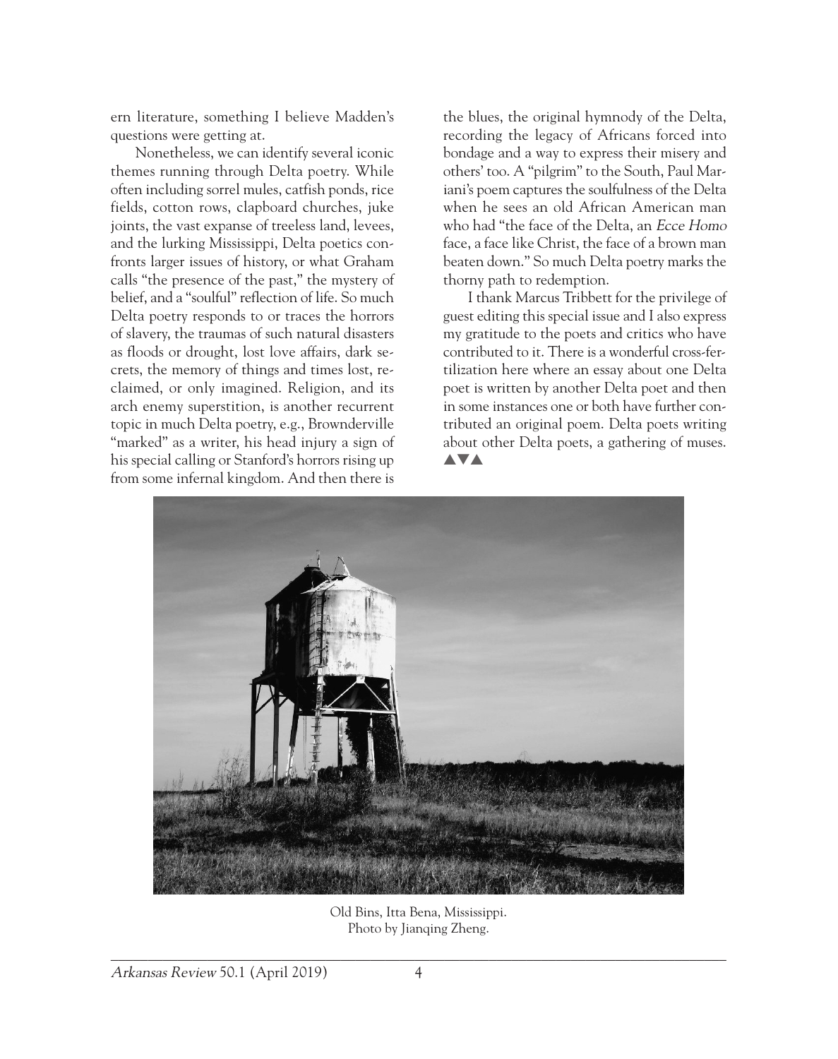ern literature, something I believe Madden's questions were getting at.

Nonetheless, we can identify several iconic themes running through Delta poetry. While often including sorrel mules, catfish ponds, rice fields, cotton rows, clapboard churches, juke joints, the vast expanse of treeless land, levees, and the lurking Mississippi, Delta poetics confronts larger issues of history, or what Graham calls "the presence of the past," the mystery of belief, and a "soulful" reflection of life. So much Delta poetry responds to or traces the horrors of slavery, the traumas of such natural disasters as floods or drought, lost love affairs, dark secrets, the memory of things and times lost, reclaimed, or only imagined. Religion, and its arch enemy superstition, is another recurrent topic in much Delta poetry, e.g., Browndervile "marked" as a writer, his head injury a sign of his special calling or Stanford's horrors rising up from some infernal kingdom. And then there is the blues, the original hymnody of the Delta, recording the legacy of Africans forced into bondage and a way to express their misery and others' too. A "pilgrim" to the South, Paul Mariani's poem captures the soulfulness of the Delta when he sees an old African American man who had "the face of the Delta, an *Ecce Homo* face, a face like Christ, the face of a brown man beaten down." So much Delta poetry marks the thorny path to redemption.

I thank Marcus Tribbett for the privilege of guest editing this special issue and I also express my gratitude to the poets and critics who have contributed to it. There is a wonderful cross-fertilization here where an essay about one Delta poet is written by another Delta poet and then in some instances one or both have further contributed an original poem. Delta poets writing about other Delta poets, a gathering of muses. ▲▼▲

Old Bins, Itta Bena, Mississippi.
Photo by Jianqing Zheng.